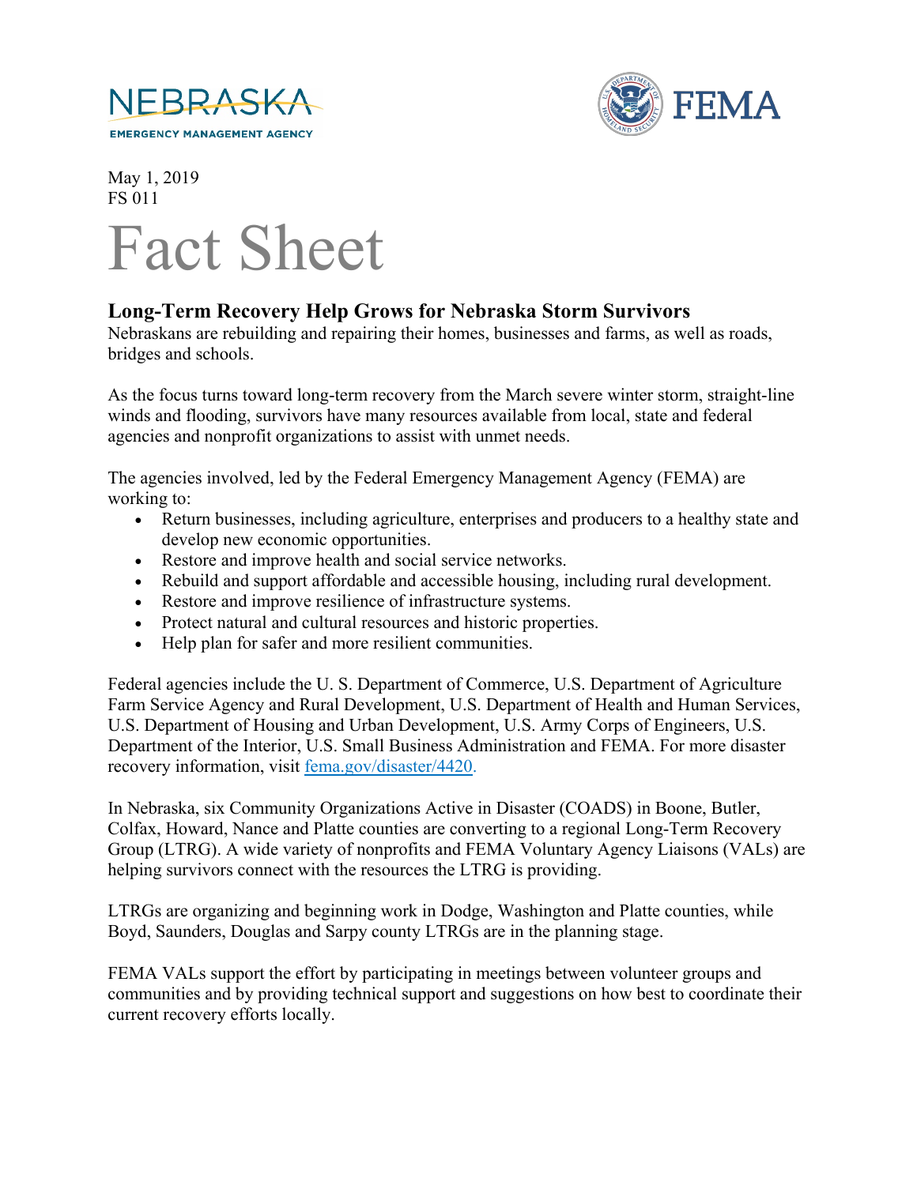NEBRASKA
EMERGENCY MANAGEMENT AGENCY

FEMA

May 1, 2019
FS 011

# Fact Sheet

## Long-Term Recovery Help Grows for Nebraska Storm Survivors

Nebraskans are rebuilding and repairing their homes, businesses and farms, as well as roads, bridges and schools.

As the focus turns toward long-term recovery from the March severe winter storm, straight-line winds and flooding, survivors have many resources available from local, state and federal agencies and nonprofit organizations to assist with unmet needs.

The agencies involved, led by the Federal Emergency Management Agency (FEMA) are working to:

- Return businesses, including agriculture, enterprises and producers to a healthy state and develop new economic opportunities.
- Restore and improve health and social service networks.
- Rebuild and support affordable and accessible housing, including rural development.
- Restore and improve resilience of infrastructure systems.
- Protect natural and cultural resources and historic properties.
- Help plan for safer and more resilient communities.

Federal agencies include the U. S. Department of Commerce, U.S. Department of Agriculture Farm Service Agency and Rural Development, U.S. Department of Health and Human Services, U.S. Department of Housing and Urban Development, U.S. Army Corps of Engineers, U.S. Department of the Interior, U.S. Small Business Administration and FEMA. For more disaster recovery information, visit fema.gov/disaster/4420.

In Nebraska, six Community Organizations Active in Disaster (COADS) in Boone, Butler, Colfax, Howard, Nance and Platte counties are converting to a regional Long-Term Recovery Group (LTRG). A wide variety of nonprofits and FEMA Voluntary Agency Liaisons (VALs) are helping survivors connect with the resources the LTRG is providing.

LTRGs are organizing and beginning work in Dodge, Washington and Platte counties, while Boyd, Saunders, Douglas and Sarpy county LTRGs are in the planning stage.

FEMA VALs support the effort by participating in meetings between volunteer groups and communities and by providing technical support and suggestions on how best to coordinate their current recovery efforts locally.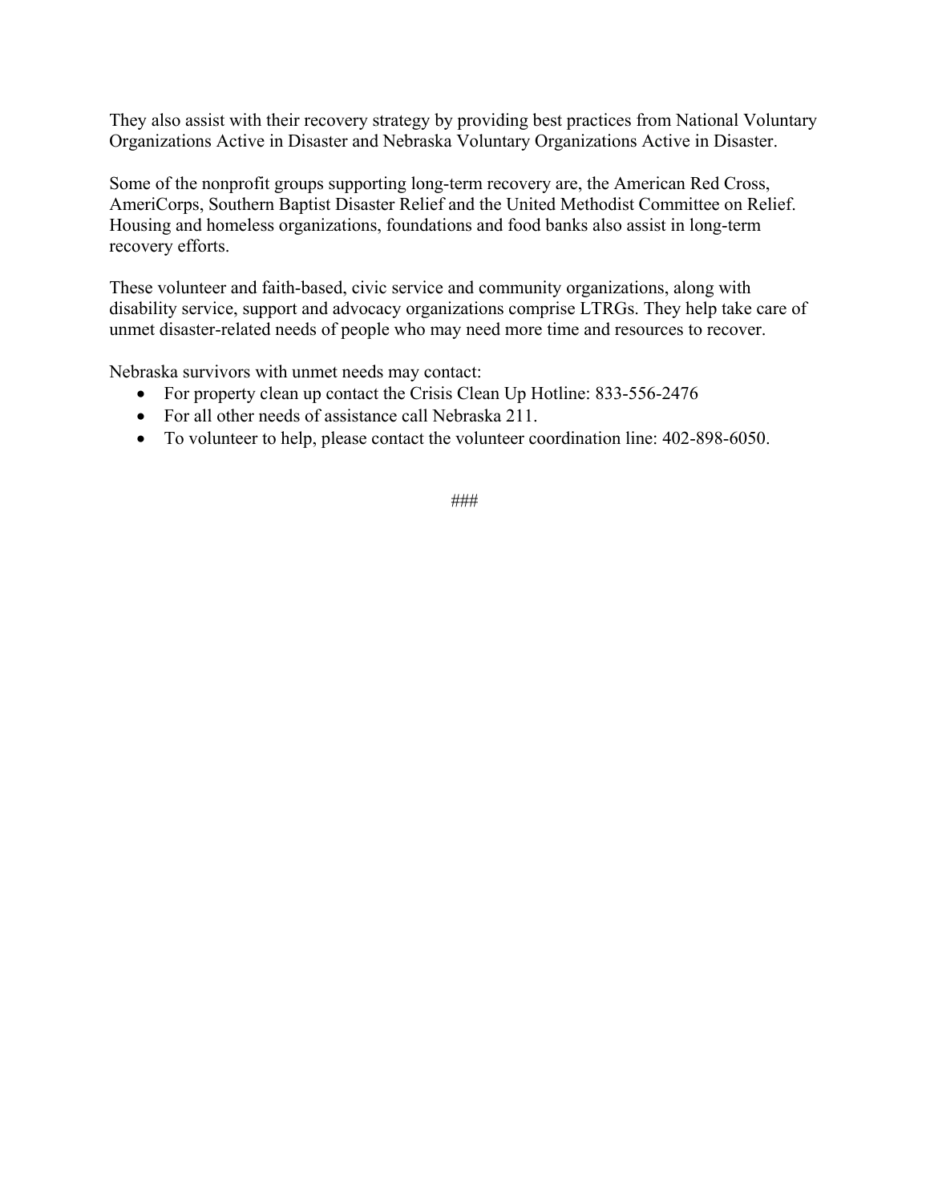They also assist with their recovery strategy by providing best practices from National Voluntary Organizations Active in Disaster and Nebraska Voluntary Organizations Active in Disaster.

Some of the nonprofit groups supporting long-term recovery are, the American Red Cross, AmeriCorps, Southern Baptist Disaster Relief and the United Methodist Committee on Relief. Housing and homeless organizations, foundations and food banks also assist in long-term recovery efforts.

These volunteer and faith-based, civic service and community organizations, along with disability service, support and advocacy organizations comprise LTRGs. They help take care of unmet disaster-related needs of people who may need more time and resources to recover.

Nebraska survivors with unmet needs may contact:

- For property clean up contact the Crisis Clean Up Hotline: 833-556-2476
- For all other needs of assistance call Nebraska 211.
- To volunteer to help, please contact the volunteer coordination line: 402-898-6050.

###